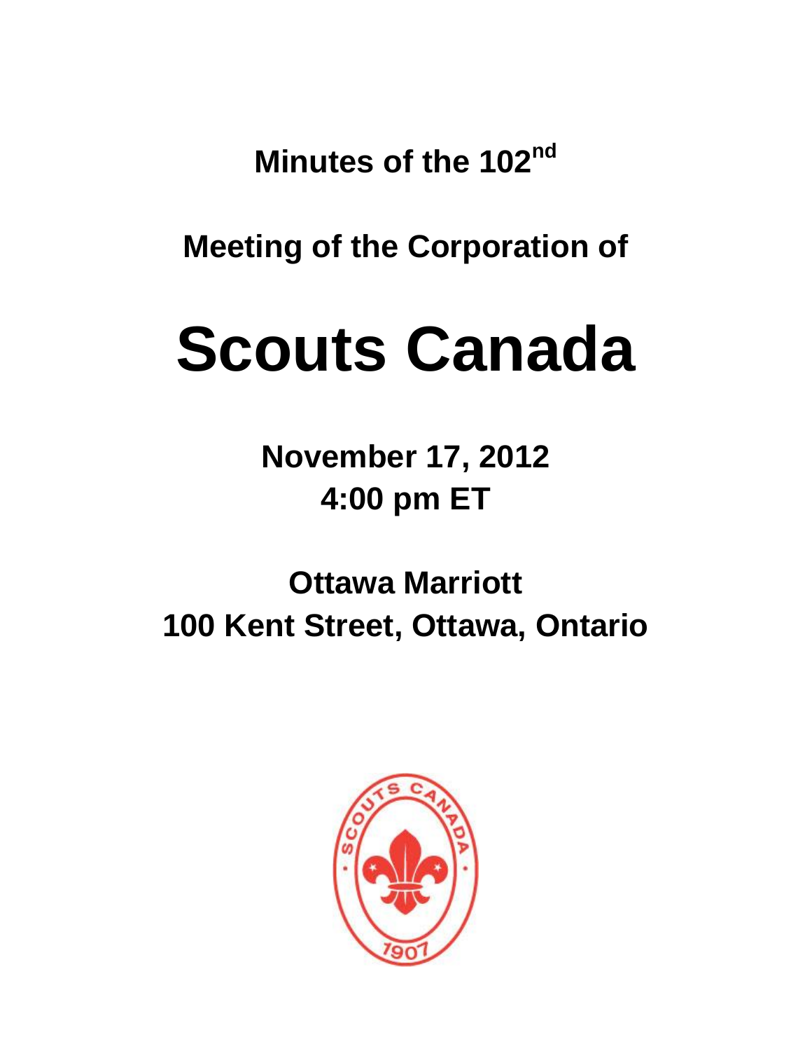# Minutes of the 102nd

# Meeting of the Corporation of

# Scouts Canada

**November 17, 2012**
**4:00 pm ET**

**Ottawa Marriott**
**100 Kent Street, Ottawa, Ontario**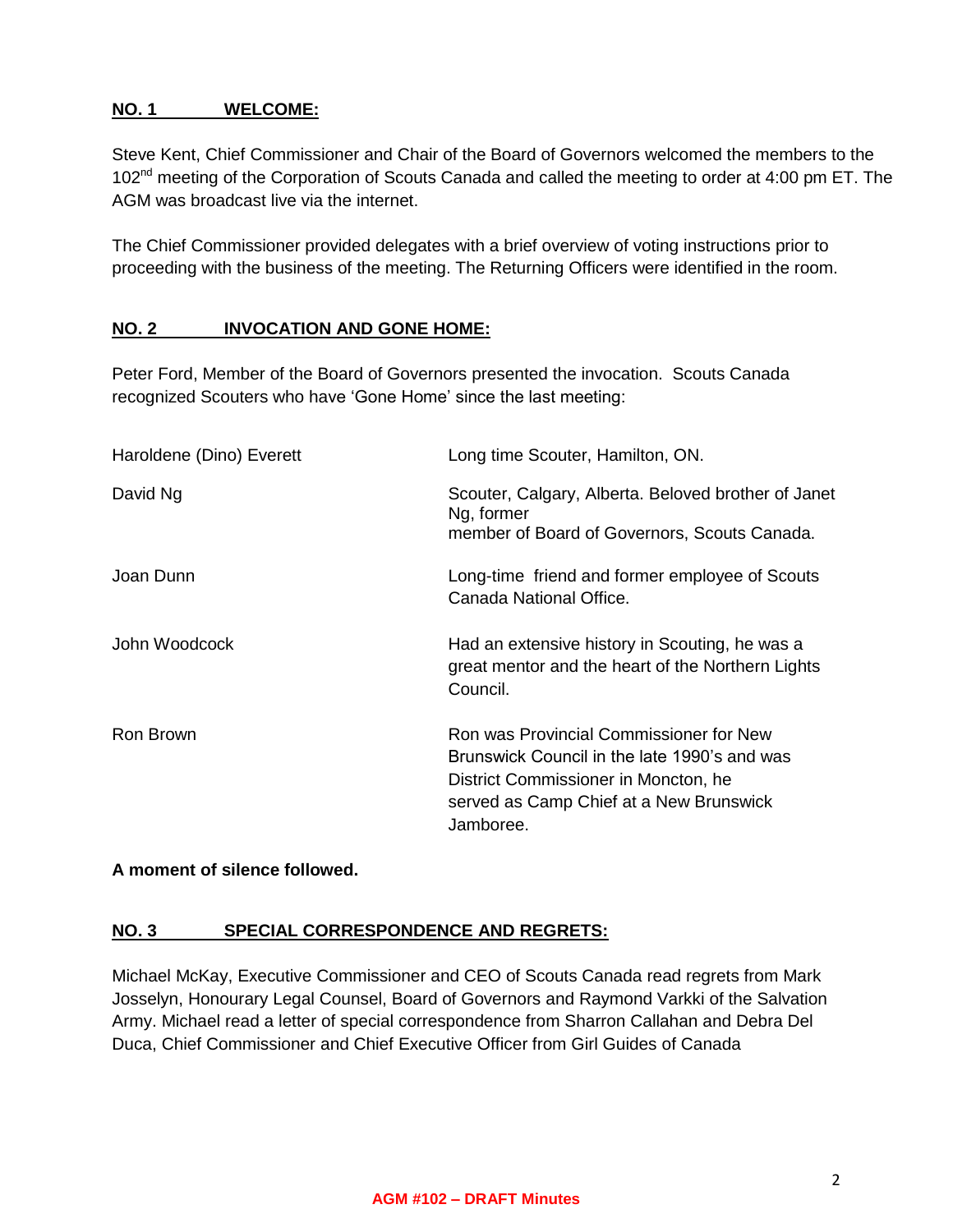## NO. 1 WELCOME:

Steve Kent, Chief Commissioner and Chair of the Board of Governors welcomed the members to the 102nd meeting of the Corporation of Scouts Canada and called the meeting to order at 4:00 pm ET. The AGM was broadcast live via the internet.

The Chief Commissioner provided delegates with a brief overview of voting instructions prior to proceeding with the business of the meeting. The Returning Officers were identified in the room.

## NO. 2 INVOCATION AND GONE HOME:

Peter Ford, Member of the Board of Governors presented the invocation. Scouts Canada recognized Scouters who have 'Gone Home' since the last meeting:

| | |
|---|---|
| Haroldene (Dino) Everett | Long time Scouter, Hamilton, ON. |
| David Ng | Scouter, Calgary, Alberta. Beloved brother of Janet Ng, former member of Board of Governors, Scouts Canada. |
| Joan Dunn | Long-time friend and former employee of Scouts Canada National Office. |
| John Woodcock | Had an extensive history in Scouting, he was a great mentor and the heart of the Northern Lights Council. |
| Ron Brown | Ron was Provincial Commissioner for New Brunswick Council in the late 1990's and was District Commissioner in Moncton, he served as Camp Chief at a New Brunswick Jamboree. |

**A moment of silence followed.**

## NO. 3 SPECIAL CORRESPONDENCE AND REGRETS:

Michael McKay, Executive Commissioner and CEO of Scouts Canada read regrets from Mark Josselyn, Honourary Legal Counsel, Board of Governors and Raymond Varkki of the Salvation Army. Michael read a letter of special correspondence from Sharron Callahan and Debra Del Duca, Chief Commissioner and Chief Executive Officer from Girl Guides of Canada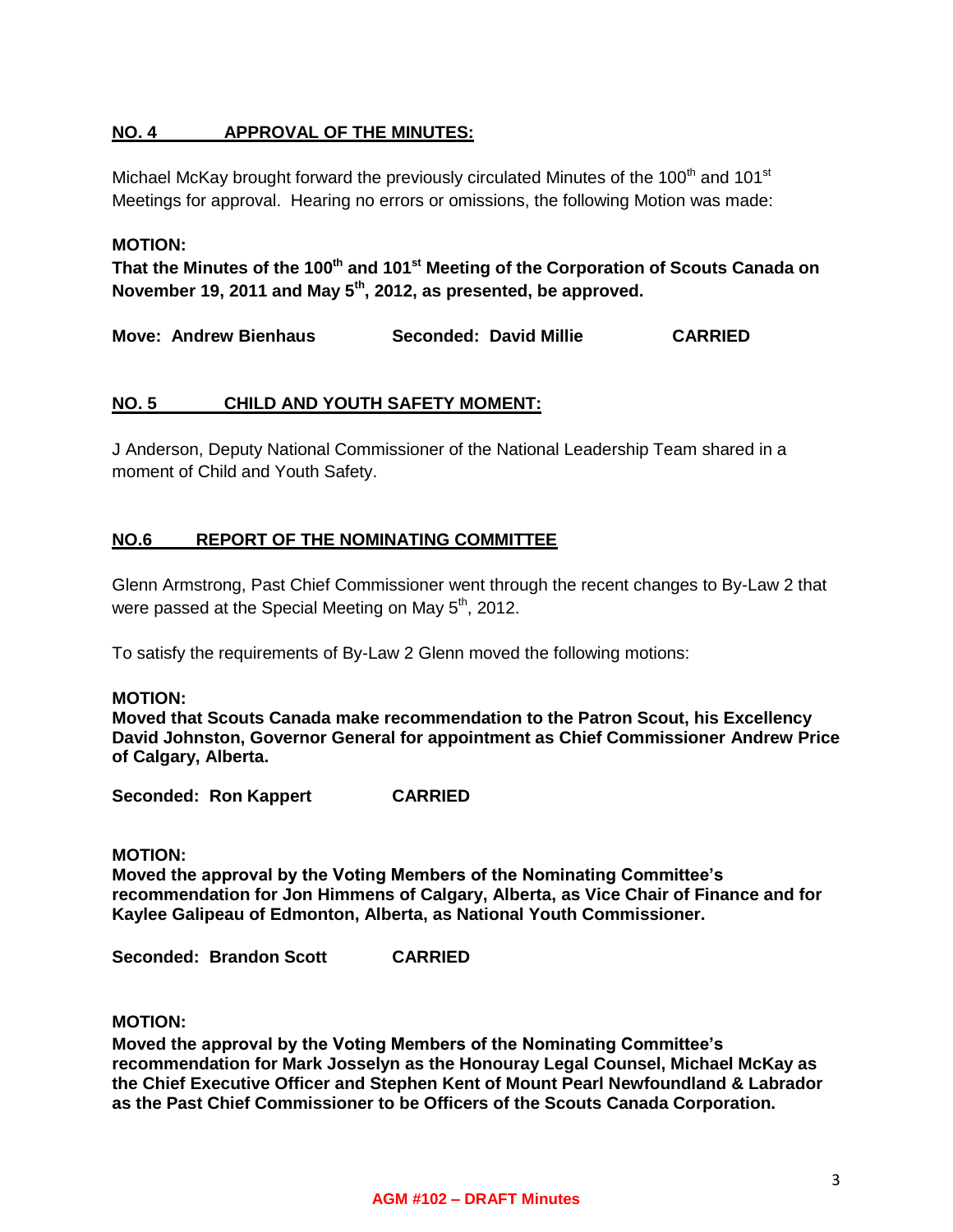## NO. 4 APPROVAL OF THE MINUTES:

Michael McKay brought forward the previously circulated Minutes of the 100th and 101st Meetings for approval. Hearing no errors or omissions, the following Motion was made:

**MOTION:**
**That the Minutes of the 100th and 101st Meeting of the Corporation of Scouts Canada on November 19, 2011 and May 5th, 2012, as presented, be approved.**

**Move: Andrew Bienhaus Seconded: David Millie CARRIED**

## NO. 5 CHILD AND YOUTH SAFETY MOMENT:

J Anderson, Deputy National Commissioner of the National Leadership Team shared in a moment of Child and Youth Safety.

## NO.6 REPORT OF THE NOMINATING COMMITTEE

Glenn Armstrong, Past Chief Commissioner went through the recent changes to By-Law 2 that were passed at the Special Meeting on May 5th, 2012.

To satisfy the requirements of By-Law 2 Glenn moved the following motions:

**MOTION:**
**Moved that Scouts Canada make recommendation to the Patron Scout, his Excellency David Johnston, Governor General for appointment as Chief Commissioner Andrew Price of Calgary, Alberta.**

**Seconded: Ron Kappert CARRIED**

**MOTION:**
**Moved the approval by the Voting Members of the Nominating Committee's recommendation for Jon Himmens of Calgary, Alberta, as Vice Chair of Finance and for Kaylee Galipeau of Edmonton, Alberta, as National Youth Commissioner.**

**Seconded: Brandon Scott CARRIED**

**MOTION:**
**Moved the approval by the Voting Members of the Nominating Committee's recommendation for Mark Josselyn as the Honouray Legal Counsel, Michael McKay as the Chief Executive Officer and Stephen Kent of Mount Pearl Newfoundland & Labrador as the Past Chief Commissioner to be Officers of the Scouts Canada Corporation.**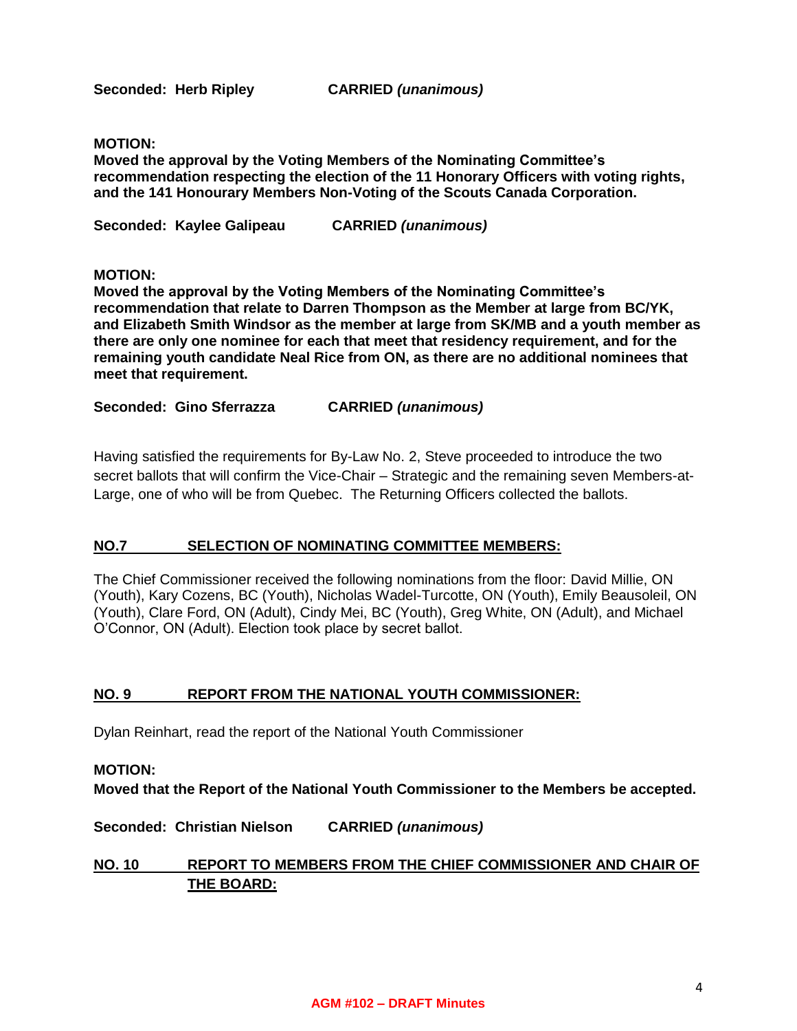**Seconded: Herb Ripley CARRIED *(unanimous)***

**MOTION:**
**Moved the approval by the Voting Members of the Nominating Committee's recommendation respecting the election of the 11 Honorary Officers with voting rights, and the 141 Honourary Members Non-Voting of the Scouts Canada Corporation.**

**Seconded: Kaylee Galipeau CARRIED *(unanimous)***

**MOTION:**
**Moved the approval by the Voting Members of the Nominating Committee's recommendation that relate to Darren Thompson as the Member at large from BC/YK, and Elizabeth Smith Windsor as the member at large from SK/MB and a youth member as there are only one nominee for each that meet that residency requirement, and for the remaining youth candidate Neal Rice from ON, as there are no additional nominees that meet that requirement.**

**Seconded: Gino Sferrazza CARRIED *(unanimous)***

Having satisfied the requirements for By-Law No. 2, Steve proceeded to introduce the two secret ballots that will confirm the Vice-Chair – Strategic and the remaining seven Members-at-Large, one of who will be from Quebec. The Returning Officers collected the ballots.

## NO.7 SELECTION OF NOMINATING COMMITTEE MEMBERS:

The Chief Commissioner received the following nominations from the floor: David Millie, ON (Youth), Kary Cozens, BC (Youth), Nicholas Wadel-Turcotte, ON (Youth), Emily Beausoleil, ON (Youth), Clare Ford, ON (Adult), Cindy Mei, BC (Youth), Greg White, ON (Adult), and Michael O'Connor, ON (Adult). Election took place by secret ballot.

## NO. 9 REPORT FROM THE NATIONAL YOUTH COMMISSIONER:

Dylan Reinhart, read the report of the National Youth Commissioner

**MOTION:**
**Moved that the Report of the National Youth Commissioner to the Members be accepted.**

**Seconded: Christian Nielson CARRIED *(unanimous)***

## NO. 10 REPORT TO MEMBERS FROM THE CHIEF COMMISSIONER AND CHAIR OF THE BOARD: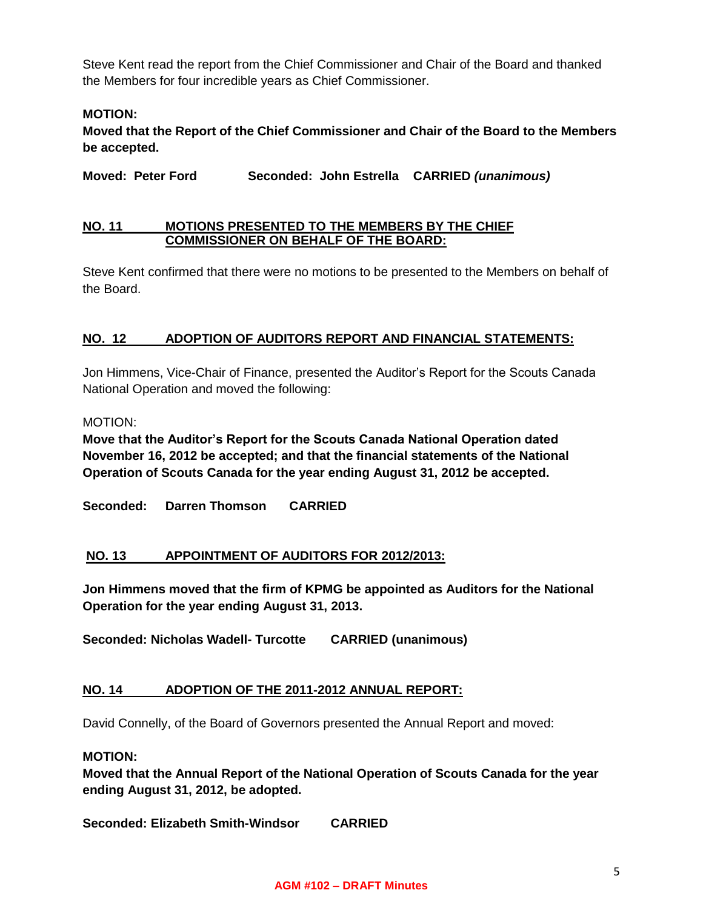Steve Kent read the report from the Chief Commissioner and Chair of the Board and thanked the Members for four incredible years as Chief Commissioner.

**MOTION:**

**Moved that the Report of the Chief Commissioner and Chair of the Board to the Members be accepted.**

**Moved: Peter Ford    Seconded: John Estrella    CARRIED *(unanimous)***

## NO. 11 MOTIONS PRESENTED TO THE MEMBERS BY THE CHIEF COMMISSIONER ON BEHALF OF THE BOARD:

Steve Kent confirmed that there were no motions to be presented to the Members on behalf of the Board.

## NO. 12 ADOPTION OF AUDITORS REPORT AND FINANCIAL STATEMENTS:

Jon Himmens, Vice-Chair of Finance, presented the Auditor's Report for the Scouts Canada National Operation and moved the following:

MOTION:

**Move that the Auditor's Report for the Scouts Canada National Operation dated November 16, 2012 be accepted; and that the financial statements of the National Operation of Scouts Canada for the year ending August 31, 2012 be accepted.**

**Seconded: Darren Thomson    CARRIED**

## NO. 13 APPOINTMENT OF AUDITORS FOR 2012/2013:

**Jon Himmens moved that the firm of KPMG be appointed as Auditors for the National Operation for the year ending August 31, 2013.**

**Seconded: Nicholas Wadell- Turcotte    CARRIED (unanimous)**

## NO. 14 ADOPTION OF THE 2011-2012 ANNUAL REPORT:

David Connelly, of the Board of Governors presented the Annual Report and moved:

**MOTION:**

**Moved that the Annual Report of the National Operation of Scouts Canada for the year ending August 31, 2012, be adopted.**

**Seconded: Elizabeth Smith-Windsor    CARRIED**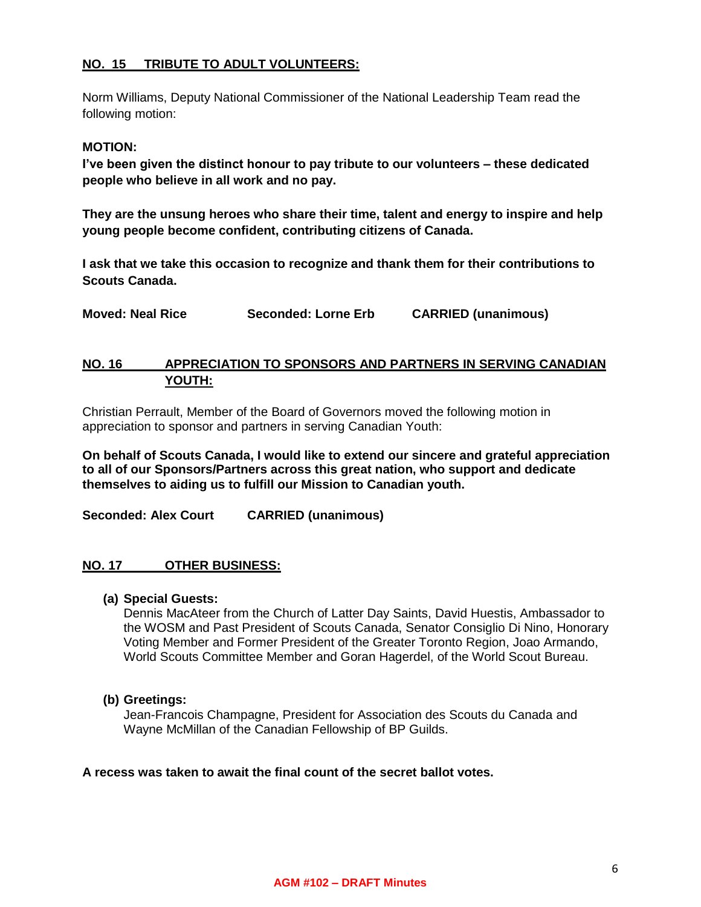## NO. 15 TRIBUTE TO ADULT VOLUNTEERS:

Norm Williams, Deputy National Commissioner of the National Leadership Team read the following motion:

**MOTION:**
**I've been given the distinct honour to pay tribute to our volunteers – these dedicated people who believe in all work and no pay.**

**They are the unsung heroes who share their time, talent and energy to inspire and help young people become confident, contributing citizens of Canada.**

**I ask that we take this occasion to recognize and thank them for their contributions to Scouts Canada.**

**Moved: Neal Rice Seconded: Lorne Erb CARRIED (unanimous)**

## NO. 16 APPRECIATION TO SPONSORS AND PARTNERS IN SERVING CANADIAN YOUTH:

Christian Perrault, Member of the Board of Governors moved the following motion in appreciation to sponsor and partners in serving Canadian Youth:

**On behalf of Scouts Canada, I would like to extend our sincere and grateful appreciation to all of our Sponsors/Partners across this great nation, who support and dedicate themselves to aiding us to fulfill our Mission to Canadian youth.**

**Seconded: Alex Court CARRIED (unanimous)**

## NO. 17 OTHER BUSINESS:

**(a) Special Guests:**
Dennis MacAteer from the Church of Latter Day Saints, David Huestis, Ambassador to the WOSM and Past President of Scouts Canada, Senator Consiglio Di Nino, Honorary Voting Member and Former President of the Greater Toronto Region, Joao Armando, World Scouts Committee Member and Goran Hagerdel, of the World Scout Bureau.

**(b) Greetings:**
Jean-Francois Champagne, President for Association des Scouts du Canada and Wayne McMillan of the Canadian Fellowship of BP Guilds.

**A recess was taken to await the final count of the secret ballot votes.**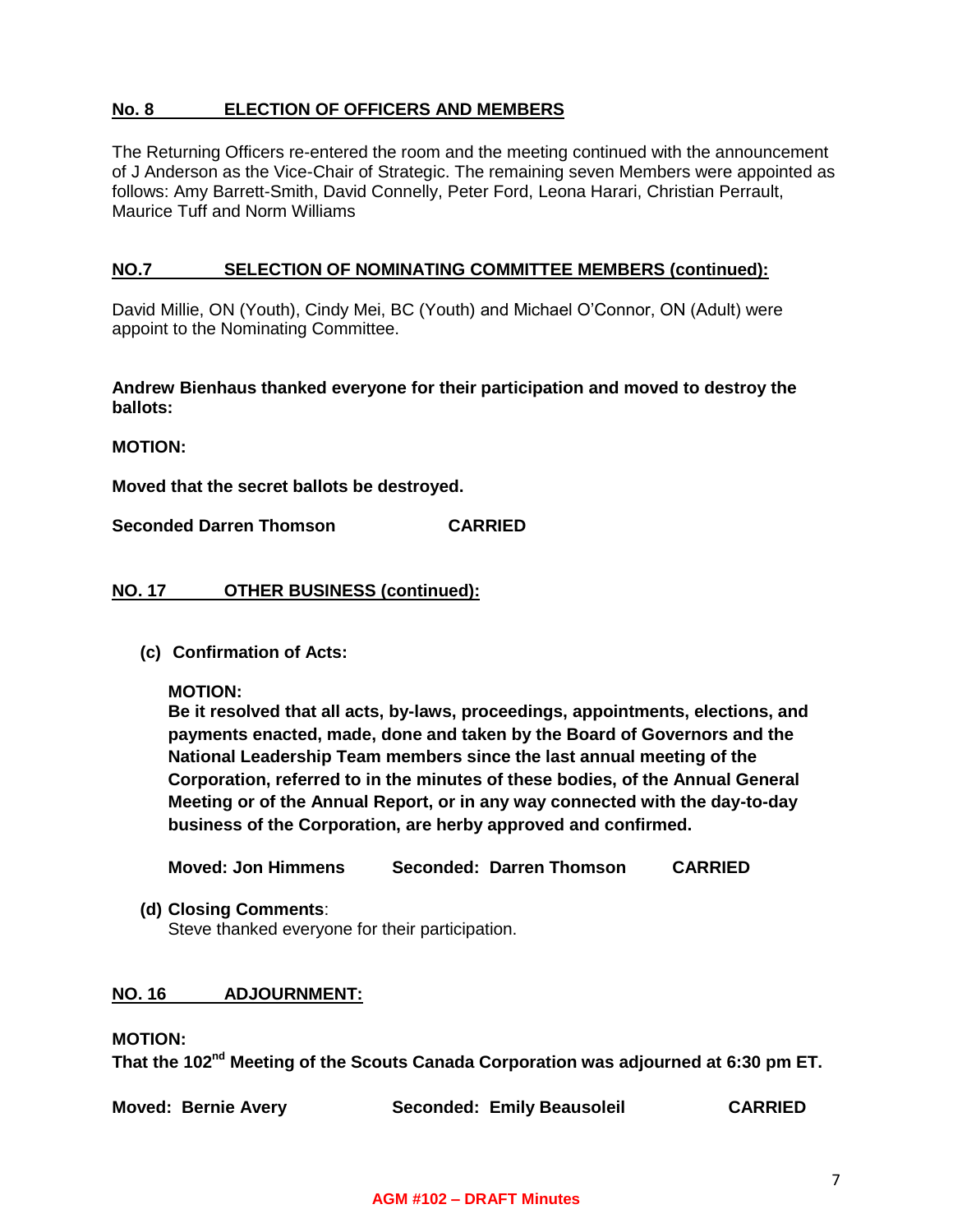## No. 8 ELECTION OF OFFICERS AND MEMBERS

The Returning Officers re-entered the room and the meeting continued with the announcement of J Anderson as the Vice-Chair of Strategic. The remaining seven Members were appointed as follows: Amy Barrett-Smith, David Connelly, Peter Ford, Leona Harari, Christian Perrault, Maurice Tuff and Norm Williams

## NO.7 SELECTION OF NOMINATING COMMITTEE MEMBERS (continued):

David Millie, ON (Youth), Cindy Mei, BC (Youth) and Michael O'Connor, ON (Adult) were appoint to the Nominating Committee.

**Andrew Bienhaus thanked everyone for their participation and moved to destroy the ballots:**

**MOTION:**

**Moved that the secret ballots be destroyed.**

**Seconded Darren Thomson CARRIED**

## NO. 17 OTHER BUSINESS (continued):

**(c) Confirmation of Acts:**

**MOTION:**
**Be it resolved that all acts, by-laws, proceedings, appointments, elections, and payments enacted, made, done and taken by the Board of Governors and the National Leadership Team members since the last annual meeting of the Corporation, referred to in the minutes of these bodies, of the Annual General Meeting or of the Annual Report, or in any way connected with the day-to-day business of the Corporation, are herby approved and confirmed.**

**Moved: Jon Himmens Seconded: Darren Thomson CARRIED**

**(d) Closing Comments**:
Steve thanked everyone for their participation.

## NO. 16 ADJOURNMENT:

**MOTION:**
**That the 102nd Meeting of the Scouts Canada Corporation was adjourned at 6:30 pm ET.**

**Moved: Bernie Avery Seconded: Emily Beausoleil CARRIED**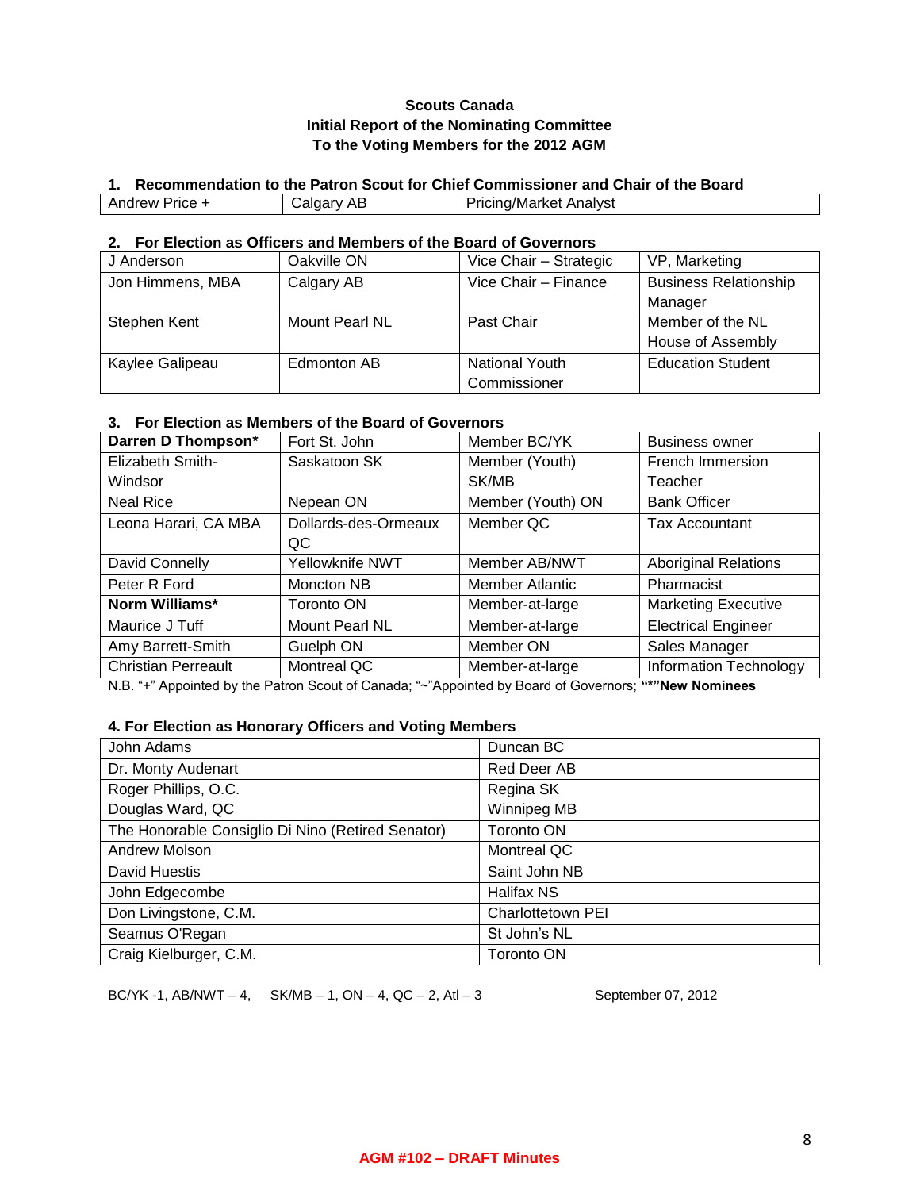**Scouts Canada**
**Initial Report of the Nominating Committee**
**To the Voting Members for the 2012 AGM**

### 1. Recommendation to the Patron Scout for Chief Commissioner and Chair of the Board

| | | |
|---|---|---|
| Andrew Price + | Calgary AB | Pricing/Market Analyst |

### 2. For Election as Officers and Members of the Board of Governors

| | | | |
|---|---|---|---|
| J Anderson | Oakville ON | Vice Chair – Strategic | VP, Marketing |
| Jon Himmens, MBA | Calgary AB | Vice Chair – Finance | Business Relationship Manager |
| Stephen Kent | Mount Pearl NL | Past Chair | Member of the NL House of Assembly |
| Kaylee Galipeau | Edmonton AB | National Youth Commissioner | Education Student |

### 3. For Election as Members of the Board of Governors

| | | | |
|---|---|---|---|
| **Darren D Thompson*** | Fort St. John | Member BC/YK | Business owner |
| Elizabeth Smith-Windsor | Saskatoon SK | Member (Youth) SK/MB | French Immersion Teacher |
| Neal Rice | Nepean ON | Member (Youth) ON | Bank Officer |
| Leona Harari, CA MBA | Dollards-des-Ormeaux QC | Member QC | Tax Accountant |
| David Connelly | Yellowknife NWT | Member AB/NWT | Aboriginal Relations |
| Peter R Ford | Moncton NB | Member Atlantic | Pharmacist |
| **Norm Williams*** | Toronto ON | Member-at-large | Marketing Executive |
| Maurice J Tuff | Mount Pearl NL | Member-at-large | Electrical Engineer |
| Amy Barrett-Smith | Guelph ON | Member ON | Sales Manager |
| Christian Perreault | Montreal QC | Member-at-large | Information Technology |

N.B. "+" Appointed by the Patron Scout of Canada; "~"Appointed by Board of Governors; **"*"New Nominees**

### 4. For Election as Honorary Officers and Voting Members

| | |
|---|---|
| John Adams | Duncan BC |
| Dr. Monty Audenart | Red Deer AB |
| Roger Phillips, O.C. | Regina SK |
| Douglas Ward, QC | Winnipeg MB |
| The Honorable Consiglio Di Nino (Retired Senator) | Toronto ON |
| Andrew Molson | Montreal QC |
| David Huestis | Saint John NB |
| John Edgecombe | Halifax NS |
| Don Livingstone, C.M. | Charlottetown PEI |
| Seamus O'Regan | St John's NL |
| Craig Kielburger, C.M. | Toronto ON |

BC/YK -1, AB/NWT – 4, SK/MB – 1, ON – 4, QC – 2, Atl – 3

September 07, 2012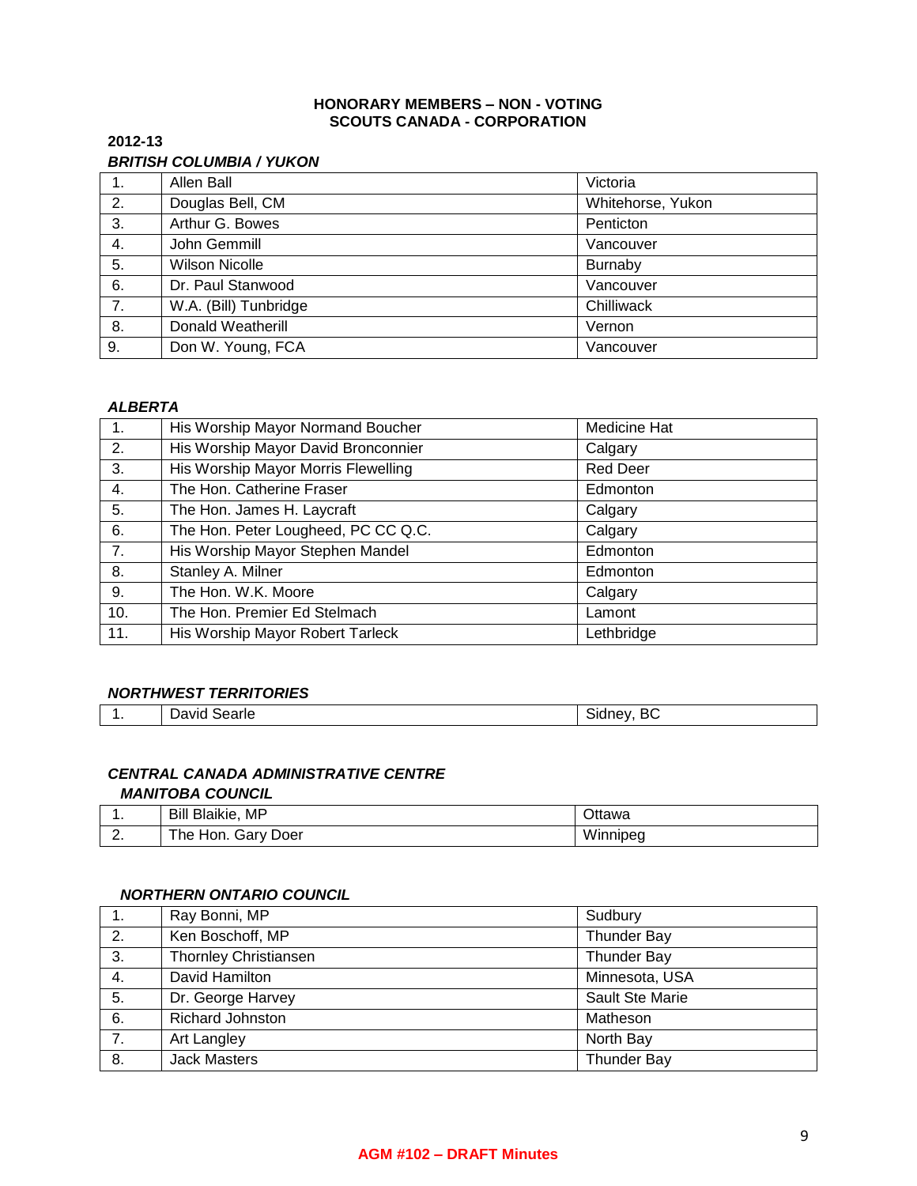**HONORARY MEMBERS – NON - VOTING**
**SCOUTS CANADA - CORPORATION**

**2012-13**

***BRITISH COLUMBIA / YUKON***

| | | |
|---|---|---|
| 1. | Allen Ball | Victoria |
| 2. | Douglas Bell, CM | Whitehorse, Yukon |
| 3. | Arthur G. Bowes | Penticton |
| 4. | John Gemmill | Vancouver |
| 5. | Wilson Nicolle | Burnaby |
| 6. | Dr. Paul Stanwood | Vancouver |
| 7. | W.A. (Bill) Tunbridge | Chilliwack |
| 8. | Donald Weatherill | Vernon |
| 9. | Don W. Young, FCA | Vancouver |

***ALBERTA***

| | | |
|---|---|---|
| 1. | His Worship Mayor Normand Boucher | Medicine Hat |
| 2. | His Worship Mayor David Bronconnier | Calgary |
| 3. | His Worship Mayor Morris Flewelling | Red Deer |
| 4. | The Hon. Catherine Fraser | Edmonton |
| 5. | The Hon. James H. Laycraft | Calgary |
| 6. | The Hon. Peter Lougheed, PC CC Q.C. | Calgary |
| 7. | His Worship Mayor Stephen Mandel | Edmonton |
| 8. | Stanley A. Milner | Edmonton |
| 9. | The Hon. W.K. Moore | Calgary |
| 10. | The Hon. Premier Ed Stelmach | Lamont |
| 11. | His Worship Mayor Robert Tarleck | Lethbridge |

***NORTHWEST TERRITORIES***

| | | |
|---|---|---|
| 1. | David Searle | Sidney, BC |

***CENTRAL CANADA ADMINISTRATIVE CENTRE***

***MANITOBA COUNCIL***

| | | |
|---|---|---|
| 1. | Bill Blaikie, MP | Ottawa |
| 2. | The Hon. Gary Doer | Winnipeg |

***NORTHERN ONTARIO COUNCIL***

| | | |
|---|---|---|
| 1. | Ray Bonni, MP | Sudbury |
| 2. | Ken Boschoff, MP | Thunder Bay |
| 3. | Thornley Christiansen | Thunder Bay |
| 4. | David Hamilton | Minnesota, USA |
| 5. | Dr. George Harvey | Sault Ste Marie |
| 6. | Richard Johnston | Matheson |
| 7. | Art Langley | North Bay |
| 8. | Jack Masters | Thunder Bay |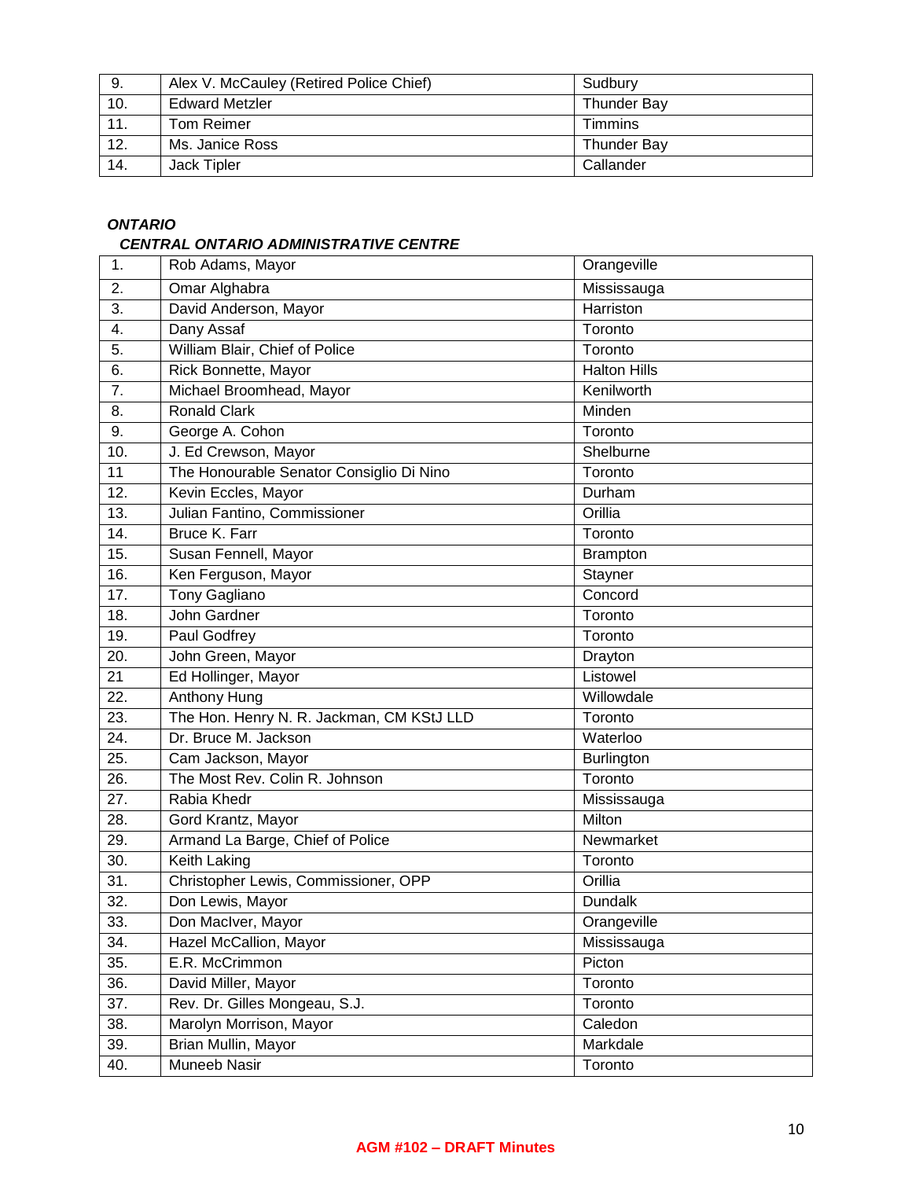| | | |
|---|---|---|
| 9. | Alex V. McCauley (Retired Police Chief) | Sudbury |
| 10. | Edward Metzler | Thunder Bay |
| 11. | Tom Reimer | Timmins |
| 12. | Ms. Janice Ross | Thunder Bay |
| 14. | Jack Tipler | Callander |

***ONTARIO***

***CENTRAL ONTARIO ADMINISTRATIVE CENTRE***

| | | |
|---|---|---|
| 1. | Rob Adams, Mayor | Orangeville |
| 2. | Omar Alghabra | Mississauga |
| 3. | David Anderson, Mayor | Harriston |
| 4. | Dany Assaf | Toronto |
| 5. | William Blair, Chief of Police | Toronto |
| 6. | Rick Bonnette, Mayor | Halton Hills |
| 7. | Michael Broomhead, Mayor | Kenilworth |
| 8. | Ronald Clark | Minden |
| 9. | George A. Cohon | Toronto |
| 10. | J. Ed Crewson, Mayor | Shelburne |
| 11 | The Honourable Senator Consiglio Di Nino | Toronto |
| 12. | Kevin Eccles, Mayor | Durham |
| 13. | Julian Fantino, Commissioner | Orillia |
| 14. | Bruce K. Farr | Toronto |
| 15. | Susan Fennell, Mayor | Brampton |
| 16. | Ken Ferguson, Mayor | Stayner |
| 17. | Tony Gagliano | Concord |
| 18. | John Gardner | Toronto |
| 19. | Paul Godfrey | Toronto |
| 20. | John Green, Mayor | Drayton |
| 21 | Ed Hollinger, Mayor | Listowel |
| 22. | Anthony Hung | Willowdale |
| 23. | The Hon. Henry N. R. Jackman, CM KStJ LLD | Toronto |
| 24. | Dr. Bruce M. Jackson | Waterloo |
| 25. | Cam Jackson, Mayor | Burlington |
| 26. | The Most Rev. Colin R. Johnson | Toronto |
| 27. | Rabia Khedr | Mississauga |
| 28. | Gord Krantz, Mayor | Milton |
| 29. | Armand La Barge, Chief of Police | Newmarket |
| 30. | Keith Laking | Toronto |
| 31. | Christopher Lewis, Commissioner, OPP | Orillia |
| 32. | Don Lewis, Mayor | Dundalk |
| 33. | Don MacIver, Mayor | Orangeville |
| 34. | Hazel McCallion, Mayor | Mississauga |
| 35. | E.R. McCrimmon | Picton |
| 36. | David Miller, Mayor | Toronto |
| 37. | Rev. Dr. Gilles Mongeau, S.J. | Toronto |
| 38. | Marolyn Morrison, Mayor | Caledon |
| 39. | Brian Mullin, Mayor | Markdale |
| 40. | Muneeb Nasir | Toronto |

**AGM #102 – DRAFT Minutes**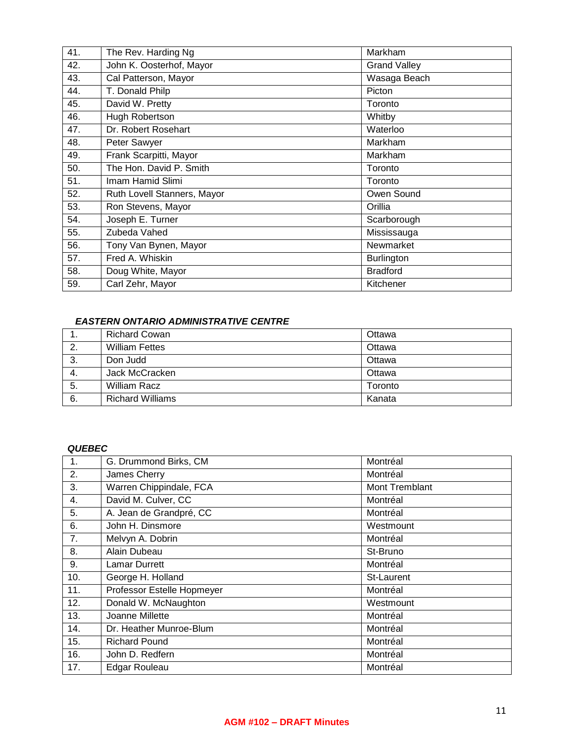| | | |
|---|---|---|
| 41. | The Rev. Harding Ng | Markham |
| 42. | John K. Oosterhof, Mayor | Grand Valley |
| 43. | Cal Patterson, Mayor | Wasaga Beach |
| 44. | T. Donald Philp | Picton |
| 45. | David W. Pretty | Toronto |
| 46. | Hugh Robertson | Whitby |
| 47. | Dr. Robert Rosehart | Waterloo |
| 48. | Peter Sawyer | Markham |
| 49. | Frank Scarpitti, Mayor | Markham |
| 50. | The Hon. David P. Smith | Toronto |
| 51. | Imam Hamid Slimi | Toronto |
| 52. | Ruth Lovell Stanners, Mayor | Owen Sound |
| 53. | Ron Stevens, Mayor | Orillia |
| 54. | Joseph E. Turner | Scarborough |
| 55. | Zubeda Vahed | Mississauga |
| 56. | Tony Van Bynen, Mayor | Newmarket |
| 57. | Fred A. Whiskin | Burlington |
| 58. | Doug White, Mayor | Bradford |
| 59. | Carl Zehr, Mayor | Kitchener |

***EASTERN ONTARIO ADMINISTRATIVE CENTRE***

| | | |
|---|---|---|
| 1. | Richard Cowan | Ottawa |
| 2. | William Fettes | Ottawa |
| 3. | Don Judd | Ottawa |
| 4. | Jack McCracken | Ottawa |
| 5. | William Racz | Toronto |
| 6. | Richard Williams | Kanata |

***QUEBEC***

| | | |
|---|---|---|
| 1. | G. Drummond Birks, CM | Montréal |
| 2. | James Cherry | Montréal |
| 3. | Warren Chippindale, FCA | Mont Tremblant |
| 4. | David M. Culver, CC | Montréal |
| 5. | A. Jean de Grandpré, CC | Montréal |
| 6. | John H. Dinsmore | Westmount |
| 7. | Melvyn A. Dobrin | Montréal |
| 8. | Alain Dubeau | St-Bruno |
| 9. | Lamar Durrett | Montréal |
| 10. | George H. Holland | St-Laurent |
| 11. | Professor Estelle Hopmeyer | Montréal |
| 12. | Donald W. McNaughton | Westmount |
| 13. | Joanne Millette | Montréal |
| 14. | Dr. Heather Munroe-Blum | Montréal |
| 15. | Richard Pound | Montréal |
| 16. | John D. Redfern | Montréal |
| 17. | Edgar Rouleau | Montréal |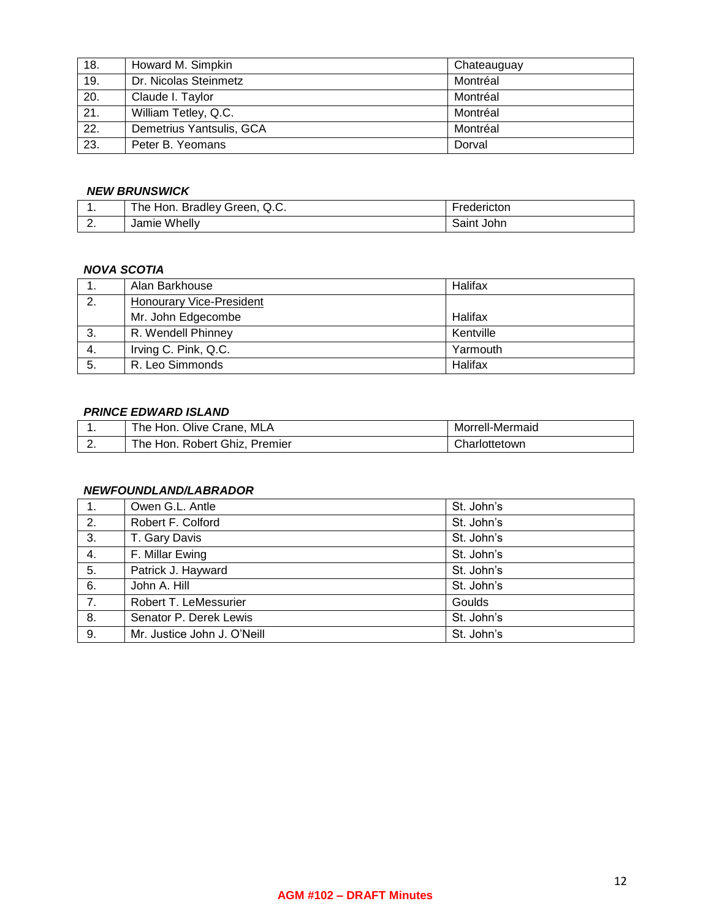| | | |
|---|---|---|
| 18. | Howard M. Simpkin | Chateauguay |
| 19. | Dr. Nicolas Steinmetz | Montréal |
| 20. | Claude I. Taylor | Montréal |
| 21. | William Tetley, Q.C. | Montréal |
| 22. | Demetrius Yantsulis, GCA | Montréal |
| 23. | Peter B. Yeomans | Dorval |

***NEW BRUNSWICK***

| | | |
|---|---|---|
| 1. | The Hon. Bradley Green, Q.C. | Fredericton |
| 2. | Jamie Whelly | Saint John |

***NOVA SCOTIA***

| | | |
|---|---|---|
| 1. | Alan Barkhouse | Halifax |
| 2. | <u>Honourary Vice-President</u><br>Mr. John Edgecombe | Halifax |
| 3. | R. Wendell Phinney | Kentville |
| 4. | Irving C. Pink, Q.C. | Yarmouth |
| 5. | R. Leo Simmonds | Halifax |

***PRINCE EDWARD ISLAND***

| | | |
|---|---|---|
| 1. | The Hon. Olive Crane, MLA | Morrell-Mermaid |
| 2. | The Hon. Robert Ghiz, Premier | Charlottetown |

***NEWFOUNDLAND/LABRADOR***

| | | |
|---|---|---|
| 1. | Owen G.L. Antle | St. John's |
| 2. | Robert F. Colford | St. John's |
| 3. | T. Gary Davis | St. John's |
| 4. | F. Millar Ewing | St. John's |
| 5. | Patrick J. Hayward | St. John's |
| 6. | John A. Hill | St. John's |
| 7. | Robert T. LeMessurier | Goulds |
| 8. | Senator P. Derek Lewis | St. John's |
| 9. | Mr. Justice John J. O'Neill | St. John's |